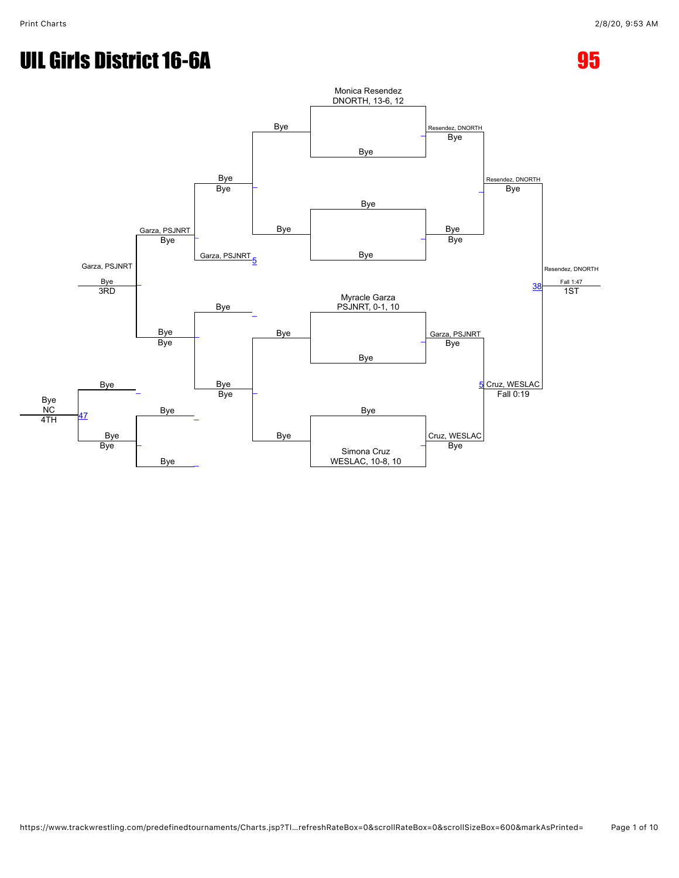# UIL Girls District 16-6A

**95**

## Championship Bracket

**First round (Bye pairings):**
- Monica Resendez, DNORTH, 13-6, 12 vs Bye → Resendez, DNORTH (Bye)
- Bye vs Bye → Bye (Bye)
- Myracle Garza, PSJNRT, 0-1, 10 vs Bye → Garza, PSJNRT (Bye)
- Bye vs Simona Cruz, WESLAC, 10-8, 10 → Cruz, WESLAC (Bye)

**Semifinals:**
- Resendez, DNORTH vs Bye → Resendez, DNORTH (Bye)
- Garza, PSJNRT vs Cruz, WESLAC → Cruz, WESLAC (Fall 0:19) — Match 5

**Final:**
- Resendez, DNORTH vs Cruz, WESLAC → Resendez, DNORTH (Fall 1:47) — Match 38 — **1ST**

## Consolation Bracket

- Bye vs Bye → Bye (Bye)
- Bye vs Bye → Bye (Bye)
- Bye vs Bye → Bye (Bye)
- Bye vs Garza, PSJNRT → Garza, PSJNRT (Bye)
- Bye vs Bye → Bye (Bye)
- Garza, PSJNRT vs Bye → Garza, PSJNRT (Bye) — **3RD**
- Bye vs Bye → Bye (NC) — Match 47 — **4TH**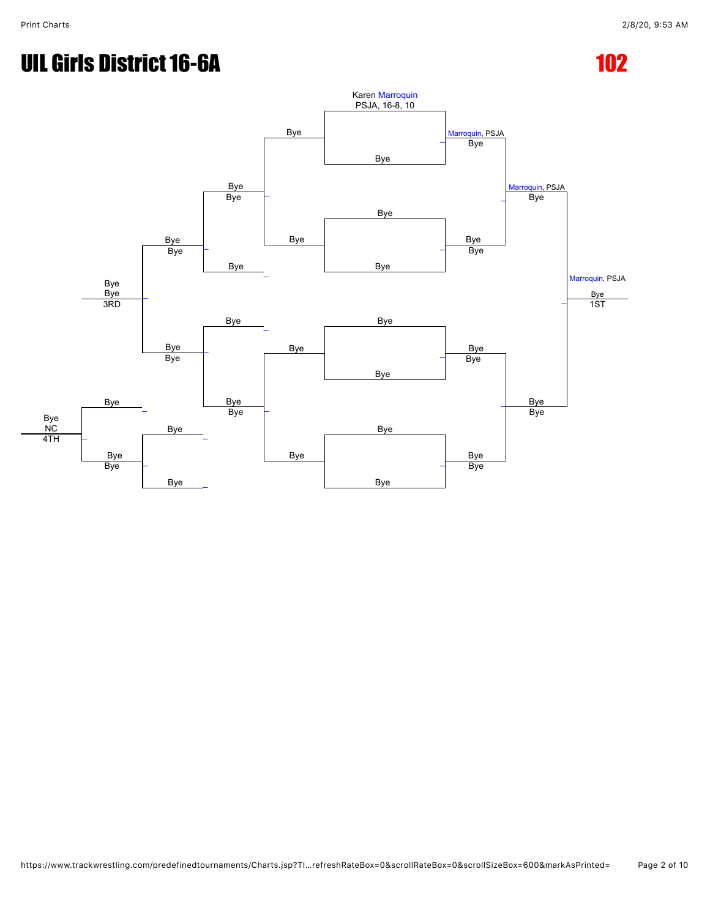# UIL Girls District 16-6A

# 102

Karen Marroquin
PSJA, 16-8, 10

Bye

Bye

Marroquin, PSJA
Bye

Marroquin, PSJA
Bye

Bye
Bye

Bye

Bye

Bye
Bye

Bye

Bye

Bye
Bye

Bye
Bye
3RD

Marroquin, PSJA
Bye
1ST

Bye

Bye

Bye
Bye

Bye

Bye
Bye

Bye

Bye
Bye

Bye

Bye
Bye

Bye

Bye
NC
4TH

Bye

Bye
Bye

Bye

Bye

Bye
Bye

Bye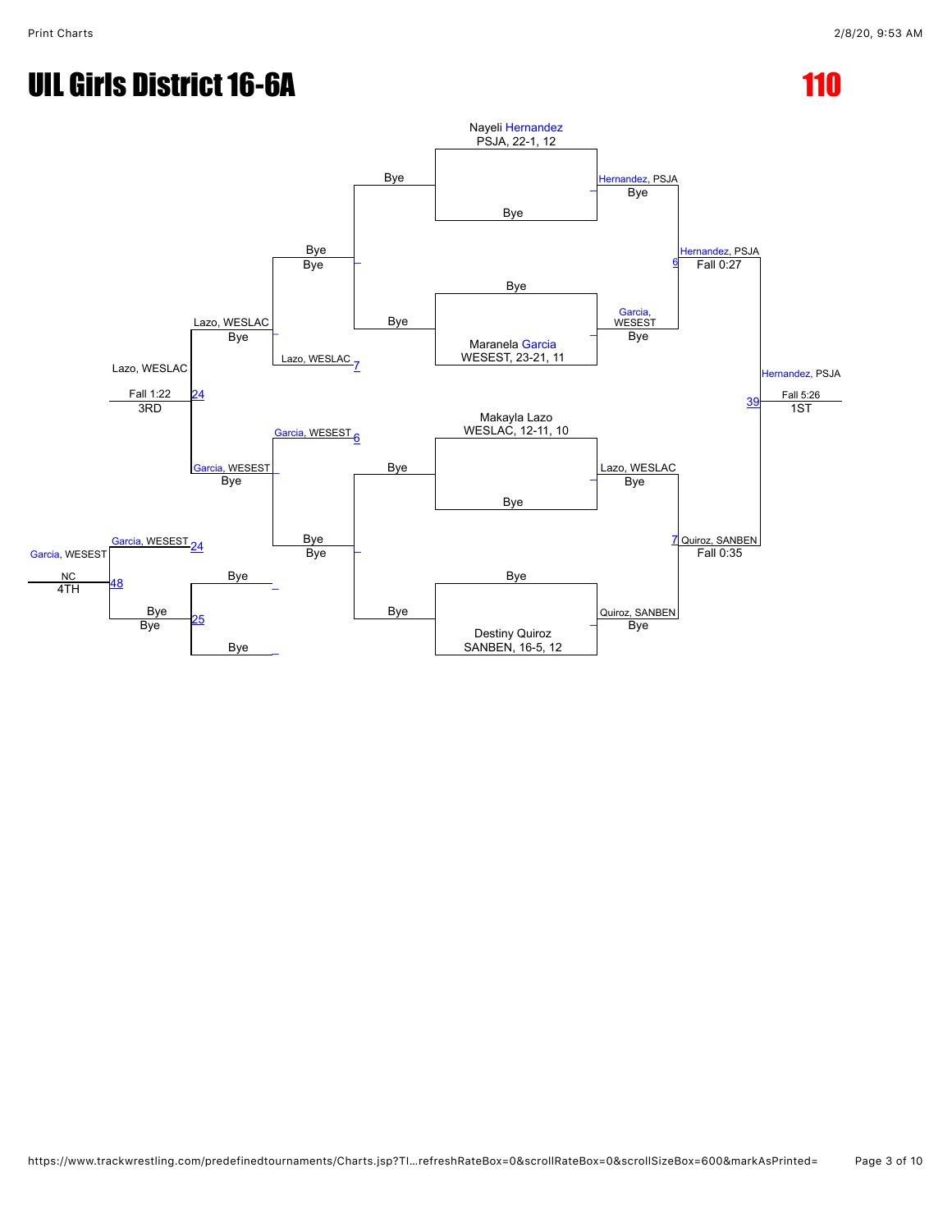# UIL Girls District 16-6A

**110**

## Championship Bracket

**Quarterfinals / First Round**

- Nayeli Hernandez, PSJA, 22-1, 12 vs Bye → Hernandez, PSJA (Bye)
- Bye vs Maranela Garcia, WESEST, 23-21, 11 → Garcia, WESEST (Bye)
- Makayla Lazo, WESLAC, 12-11, 10 vs Bye → Lazo, WESLAC (Bye)
- Bye vs Destiny Quiroz, SANBEN, 16-5, 12 → Quiroz, SANBEN (Bye)

**Semifinals**

- Hernandez, PSJA vs Garcia, WESEST → Hernandez, PSJA, Fall 0:27 (6)
- Lazo, WESLAC vs Quiroz, SANBEN → Quiroz, SANBEN, Fall 0:35 (7)

**Final**

- Hernandez, PSJA vs Quiroz, SANBEN → Hernandez, PSJA, Fall 5:26 (39) — 1ST

## Consolation Bracket

- Bye vs Bye → Bye
- Bye vs Lazo, WESLAC → Lazo, WESLAC (7)
- Garcia, WESEST (6) vs Bye → Garcia, WESEST (Bye)
- Bye vs Bye → Bye
- Lazo, WESLAC vs Garcia, WESEST → Lazo, WESLAC, Fall 1:22 (24) — 3RD
- Garcia, WESEST (24) vs Bye (25) → Garcia, WESEST, NC (48) — 4TH
- Bye vs Bye → Bye (25)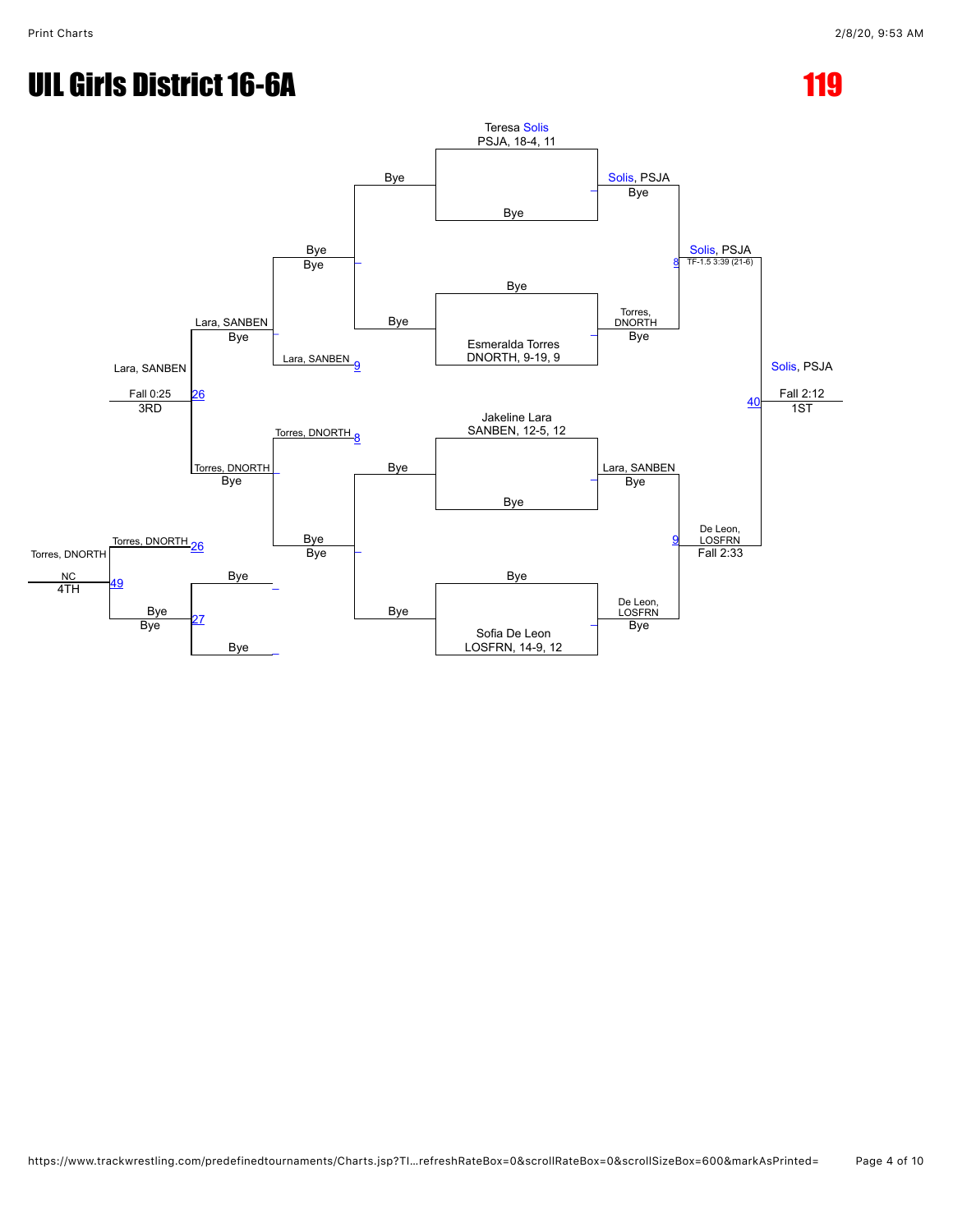# UIL Girls District 16-6A

# 119

## Championship Bracket

**Teresa Solis** — PSJA, 18-4, 11 vs Bye → Solis, PSJA (Bye)

Bye vs **Esmeralda Torres** — DNORTH, 9-19, 9 → Torres, DNORTH (Bye)

Match 8: Solis, PSJA over Torres, DNORTH — TF-1.5 3:39 (21-6)

**Jakeline Lara** — SANBEN, 12-5, 12 vs Bye → Lara, SANBEN (Bye)

Bye vs **Sofia De Leon** — LOSFRN, 14-9, 12 → De Leon, LOSFRN (Bye)

Match 9: De Leon, LOSFRN over Lara, SANBEN — Fall 2:33

Match 40: Solis, PSJA over De Leon, LOSFRN — Fall 2:12 — **1ST**

## Consolation Bracket

Bye vs Bye → Bye (Bye)

Bye vs Bye → Bye (Bye)

Lara, SANBEN (loser of 9) vs Bye → Lara, SANBEN (Bye)

Torres, DNORTH (loser of 8) vs Bye → Torres, DNORTH (Bye)

Match 27: Bye vs Bye → Bye (Bye)

Match 26: Lara, SANBEN over Torres, DNORTH — Fall 0:25 — **3RD**

Match 49: Torres, DNORTH (loser of 26) vs Bye — NC — **4TH**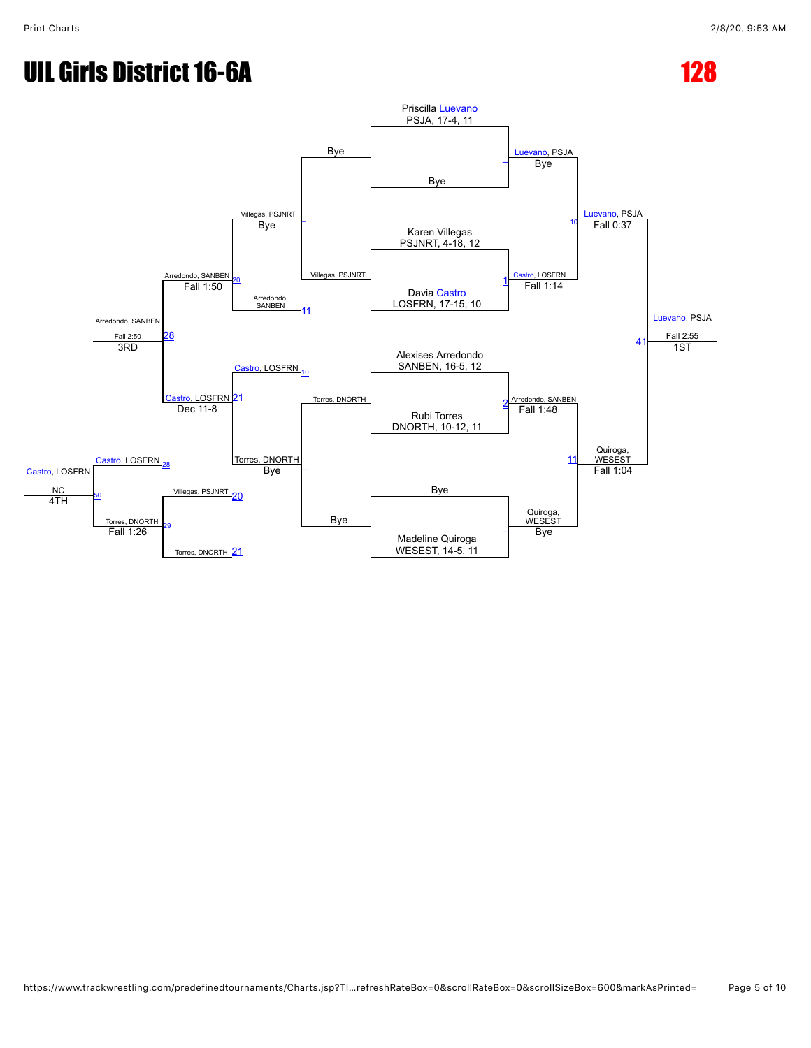# UIL Girls District 16-6A

# 128

## Championship Bracket

**Priscilla Luevano** — PSJA, 17-4, 11
vs Bye
→ Luevano, PSJA — Bye

**Karen Villegas** — PSJNRT, 4-18, 12
vs **Davia Castro** — LOSFRN, 17-15, 10
→ Castro, LOSFRN — Fall 1:14 (1)

**Alexises Arredondo** — SANBEN, 16-5, 12
vs **Rubi Torres** — DNORTH, 10-12, 11
→ Arredondo, SANBEN — Fall 1:48 (2)

Bye
vs **Madeline Quiroga** — WESEST, 14-5, 11
→ Quiroga, WESEST — Bye

**Semifinals**
- Luevano, PSJA — Fall 0:37 (10)
- Quiroga, WESEST — Fall 1:04 (11)

**Final**
- Luevano, PSJA — Fall 2:55 (41) — **1ST**

## Consolation Bracket

- Villegas, PSJNRT — Bye (vs Bye)
- Torres, DNORTH — Bye (vs Bye)
- Arredondo, SANBEN (11) def. Villegas, PSJNRT — Fall 1:50 (20)
- Castro, LOSFRN (10) def. Torres, DNORTH — Dec 11-8 (21)
- Arredondo, SANBEN def. Castro, LOSFRN — Fall 2:50 (28) — **3RD**

## 4th Place

- Torres, DNORTH def. Villegas, PSJNRT (20) / Torres, DNORTH (21) — Fall 1:26 (29)
- Castro, LOSFRN (28) vs Torres, DNORTH (29) → Castro, LOSFRN — NC (50) — **4TH**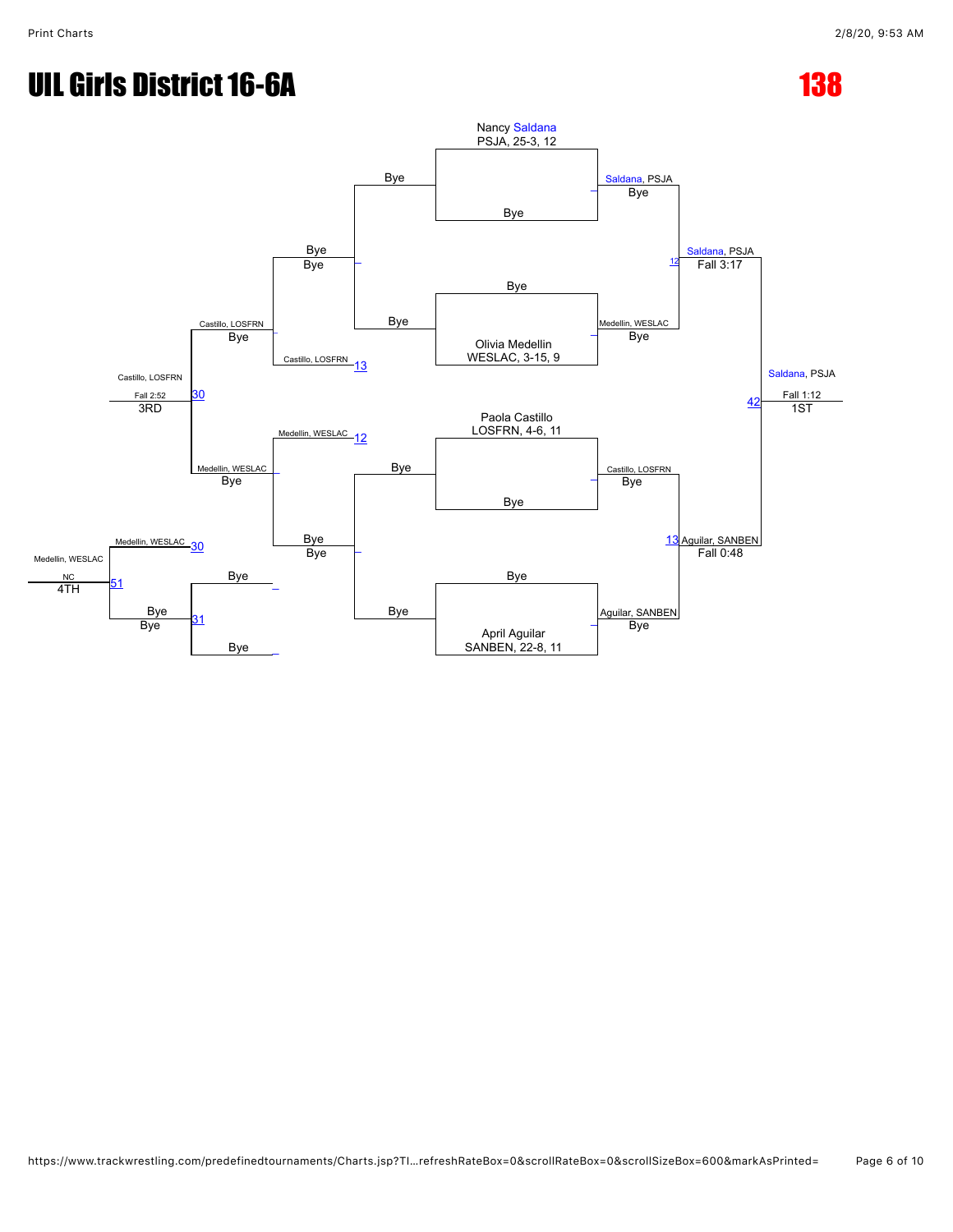# UIL Girls District 16-6A

# 138

## Championship Bracket

Nancy Saldana
PSJA, 25-3, 12

Bye

Olivia Medellin
WESLAC, 3-15, 9

Paola Castillo
LOSFRN, 4-6, 11

April Aguilar
SANBEN, 22-8, 11

| Match | Result |
| --- | --- |
| Saldana, PSJA vs Bye | Saldana, PSJA |
| Bye vs Olivia Medellin | Medellin, WESLAC |
| Paola Castillo vs Bye | Castillo, LOSFRN |
| Bye vs April Aguilar | Aguilar, SANBEN |
| 12: Saldana, PSJA vs Medellin, WESLAC | Saldana, PSJA — Fall 3:17 |
| 13: Castillo, LOSFRN vs Aguilar, SANBEN | Aguilar, SANBEN — Fall 0:48 |
| 42: Saldana, PSJA vs Aguilar, SANBEN | Saldana, PSJA — Fall 1:12 — 1ST |

## Consolation Bracket

| Match | Result |
| --- | --- |
| Bye vs Bye | Bye |
| 13: Bye vs Castillo, LOSFRN | Castillo, LOSFRN |
| 12: Medellin, WESLAC vs Bye | Medellin, WESLAC |
| 30: Castillo, LOSFRN vs Medellin, WESLAC | Castillo, LOSFRN — Fall 2:52 — 3RD |
| 31: Bye vs Bye | Bye |
| 51: Medellin, WESLAC vs Bye | Medellin, WESLAC — NC — 4TH |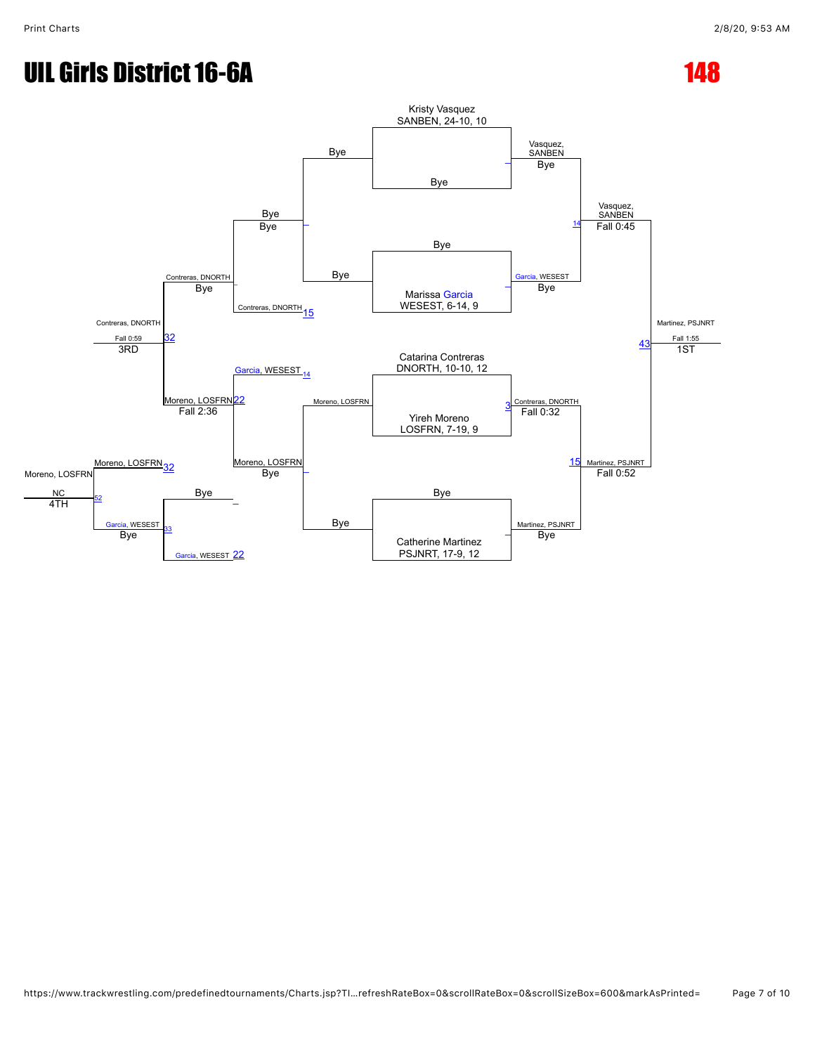# UIL Girls District 16-6A

# 148

**Championship Bracket**

Kristy Vasquez
SANBEN, 24-10, 10

Bye

Bye

Marissa Garcia
WESEST, 6-14, 9

Catarina Contreras
DNORTH, 10-10, 12

Yireh Moreno
LOSFRN, 7-19, 9

Bye

Catherine Martinez
PSJNRT, 17-9, 12

Vasquez, SANBEN
Bye

Garcia, WESEST
Bye

Contreras, DNORTH
Fall 0:32
3

Martinez, PSJNRT
Bye

Vasquez, SANBEN
Fall 0:45
14

Martinez, PSJNRT
Fall 0:52
15

Martinez, PSJNRT
Fall 1:55
43
1ST

**Consolation Bracket**

Bye
Bye

Contreras, DNORTH 15

Garcia, WESEST 14

Moreno, LOSFRN
Bye

Moreno, LOSFRN

Contreras, DNORTH
Bye

Moreno, LOSFRN 22
Fall 2:36

Contreras, DNORTH
Fall 0:59
32
3RD

Moreno, LOSFRN 32

Bye

Garcia, WESEST 33
Bye

Garcia, WESEST 22

Moreno, LOSFRN
NC
52
4TH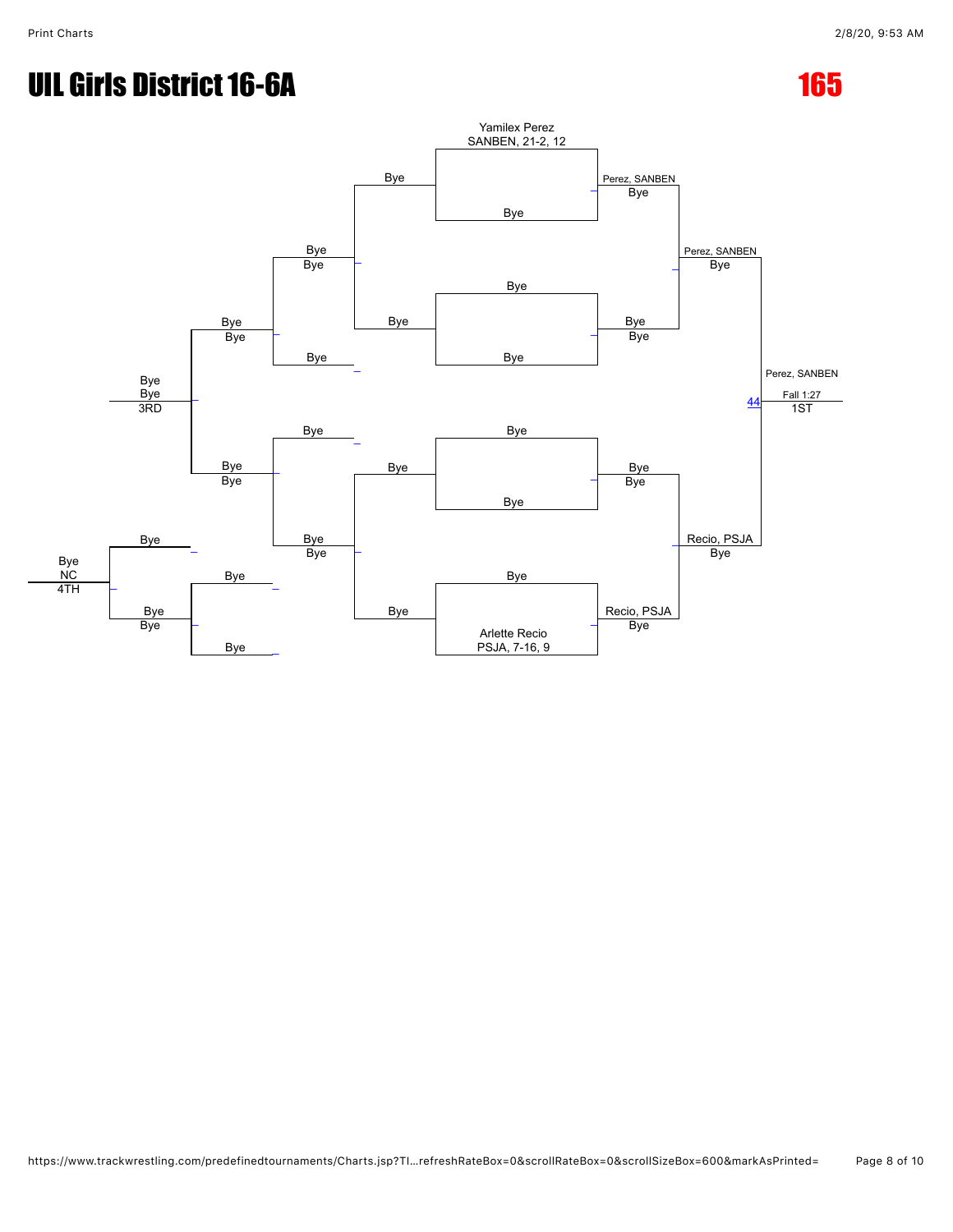# UIL Girls District 16-6A

## 165

Yamilex Perez
SANBEN, 21-2, 12

Bye

Bye

Perez, SANBEN
Bye

Bye
Bye

Bye

Bye

Bye
Bye

Perez, SANBEN
Bye

Bye
Bye

Bye

Bye

Bye
Bye
3RD

Perez, SANBEN

Fall 1:27
44
1ST

Bye

Bye

Bye
Bye

Bye

Bye

Bye
Bye

Bye

Bye
Bye

Recio, PSJA
Bye

Bye

Bye
NC
4TH

Bye

Bye

Bye

Bye
Bye

Bye

Arlette Recio
PSJA, 7-16, 9

Recio, PSJA
Bye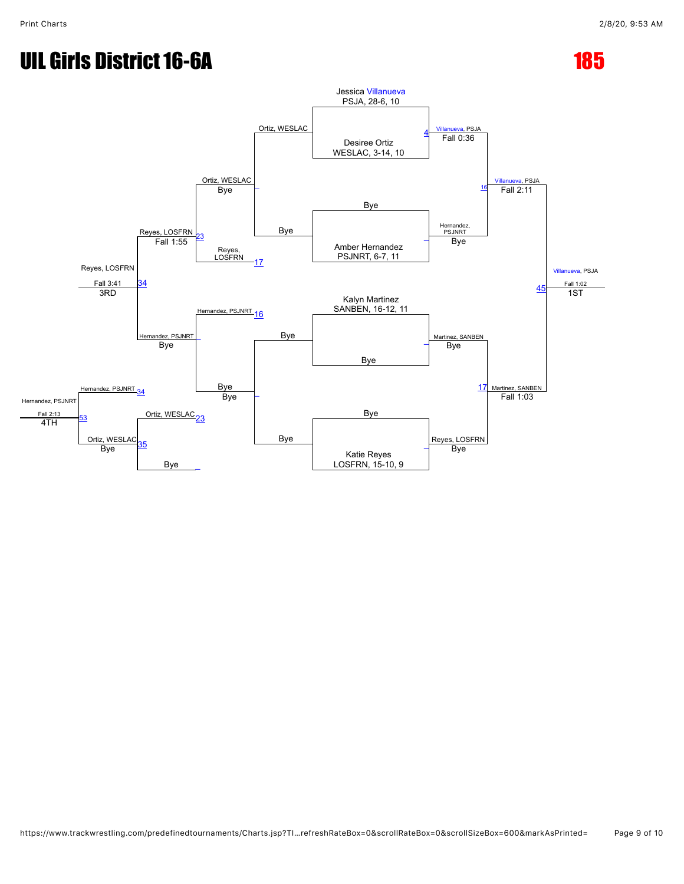# UIL Girls District 16-6A

# 185

Jessica Villanueva
PSJA, 28-6, 10

Desiree Ortiz
WESLAC, 3-14, 10

Ortiz, WESLAC

Villanueva, PSJA
Fall 0:36

Bye

Amber Hernandez
PSJNRT, 6-7, 11

Bye

Hernandez, PSJNRT
Bye

Villanueva, PSJA
Fall 2:11

Kalyn Martinez
SANBEN, 16-12, 11

Bye

Bye

Martinez, SANBEN
Bye

Bye

Katie Reyes
LOSFRN, 15-10, 9

Bye

Reyes, LOSFRN
Bye

Martinez, SANBEN
Fall 1:03

Villanueva, PSJA
Fall 1:02
1ST

Ortiz, WESLAC
Bye

Reyes, LOSFRN

Reyes, LOSFRN
Fall 1:55

Hernandez, PSJNRT

Bye
Bye

Hernandez, PSJNRT
Bye

Reyes, LOSFRN
Fall 3:41
3RD

Ortiz, WESLAC

Bye

Ortiz, WESLAC
Bye

Hernandez, PSJNRT

Hernandez, PSJNRT
Fall 2:13
4TH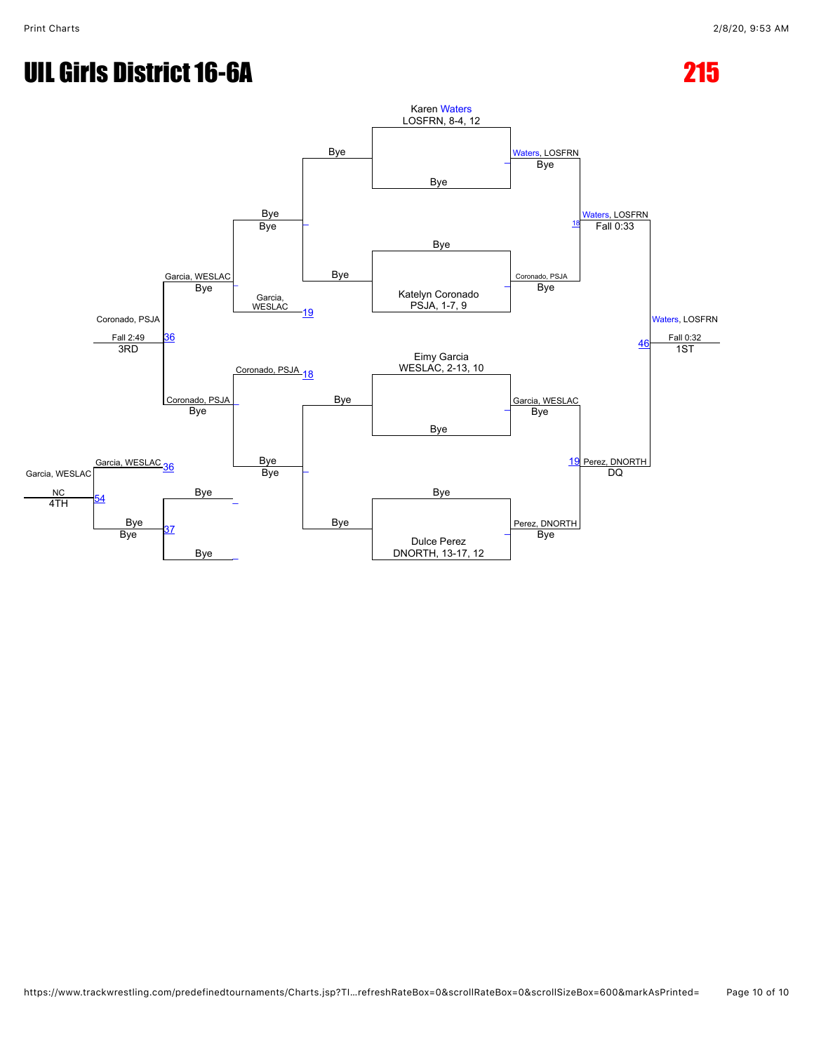# UIL Girls District 16-6A

## 215

Karen Waters
LOSFRN, 8-4, 12

Bye

Bye

Waters, LOSFRN
Bye

Bye
Bye

Waters, LOSFRN
Fall 0:33

18

Bye

Bye

Katelyn Coronado
PSJA, 1-7, 9

Coronado, PSJA
Bye

Garcia, WESLAC
Bye

Garcia,
WESLAC

19

Coronado, PSJA

Fall 2:49
3RD

36

Waters, LOSFRN

Fall 0:32
1ST

46

Coronado, PSJA

18

Eimy Garcia
WESLAC, 2-13, 10

Bye

Bye

Garcia, WESLAC
Bye

Coronado, PSJA
Bye

Bye
Bye

19

Perez, DNORTH
DQ

Garcia, WESLAC

36

Garcia, WESLAC

NC
4TH

54

Bye

Bye

Bye

Dulce Perez
DNORTH, 13-17, 12

Perez, DNORTH
Bye

Bye
Bye

37

Bye